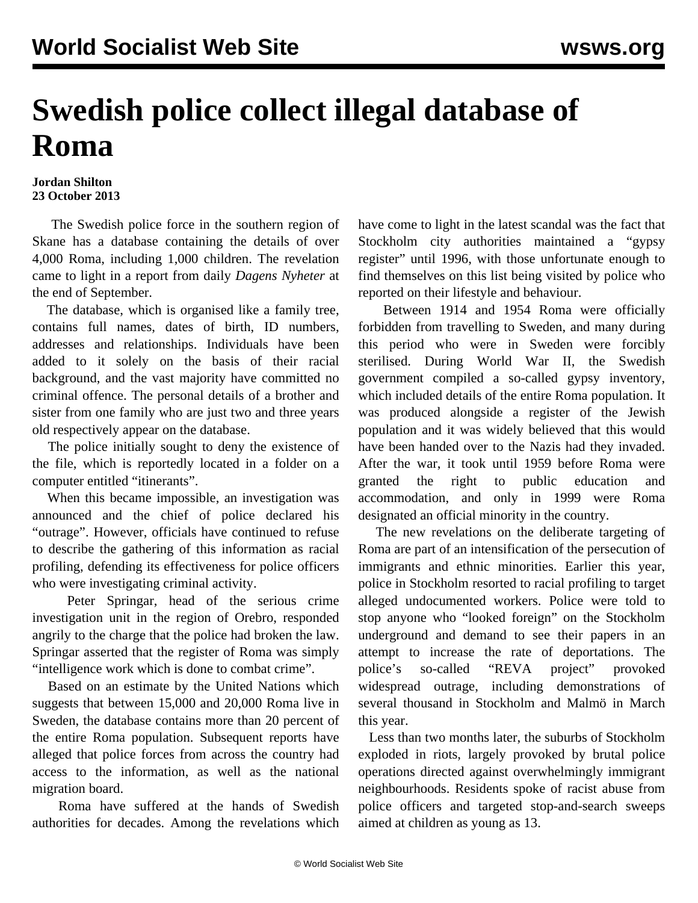# Swedish police collect illegal database of Roma

**Jordan Shilton**
**23 October 2013**

The Swedish police force in the southern region of Skane has a database containing the details of over 4,000 Roma, including 1,000 children. The revelation came to light in a report from daily *Dagens Nyheter* at the end of September.

The database, which is organised like a family tree, contains full names, dates of birth, ID numbers, addresses and relationships. Individuals have been added to it solely on the basis of their racial background, and the vast majority have committed no criminal offence. The personal details of a brother and sister from one family who are just two and three years old respectively appear on the database.

The police initially sought to deny the existence of the file, which is reportedly located in a folder on a computer entitled "itinerants".

When this became impossible, an investigation was announced and the chief of police declared his "outrage". However, officials have continued to refuse to describe the gathering of this information as racial profiling, defending its effectiveness for police officers who were investigating criminal activity.

Peter Springar, head of the serious crime investigation unit in the region of Orebro, responded angrily to the charge that the police had broken the law. Springar asserted that the register of Roma was simply "intelligence work which is done to combat crime".

Based on an estimate by the United Nations which suggests that between 15,000 and 20,000 Roma live in Sweden, the database contains more than 20 percent of the entire Roma population. Subsequent reports have alleged that police forces from across the country had access to the information, as well as the national migration board.

Roma have suffered at the hands of Swedish authorities for decades. Among the revelations which have come to light in the latest scandal was the fact that Stockholm city authorities maintained a "gypsy register" until 1996, with those unfortunate enough to find themselves on this list being visited by police who reported on their lifestyle and behaviour.

Between 1914 and 1954 Roma were officially forbidden from travelling to Sweden, and many during this period who were in Sweden were forcibly sterilised. During World War II, the Swedish government compiled a so-called gypsy inventory, which included details of the entire Roma population. It was produced alongside a register of the Jewish population and it was widely believed that this would have been handed over to the Nazis had they invaded. After the war, it took until 1959 before Roma were granted the right to public education and accommodation, and only in 1999 were Roma designated an official minority in the country.

The new revelations on the deliberate targeting of Roma are part of an intensification of the persecution of immigrants and ethnic minorities. Earlier this year, police in Stockholm resorted to racial profiling to target alleged undocumented workers. Police were told to stop anyone who "looked foreign" on the Stockholm underground and demand to see their papers in an attempt to increase the rate of deportations. The police's so-called "REVA project" provoked widespread outrage, including demonstrations of several thousand in Stockholm and Malmö in March this year.

Less than two months later, the suburbs of Stockholm exploded in riots, largely provoked by brutal police operations directed against overwhelmingly immigrant neighbourhoods. Residents spoke of racist abuse from police officers and targeted stop-and-search sweeps aimed at children as young as 13.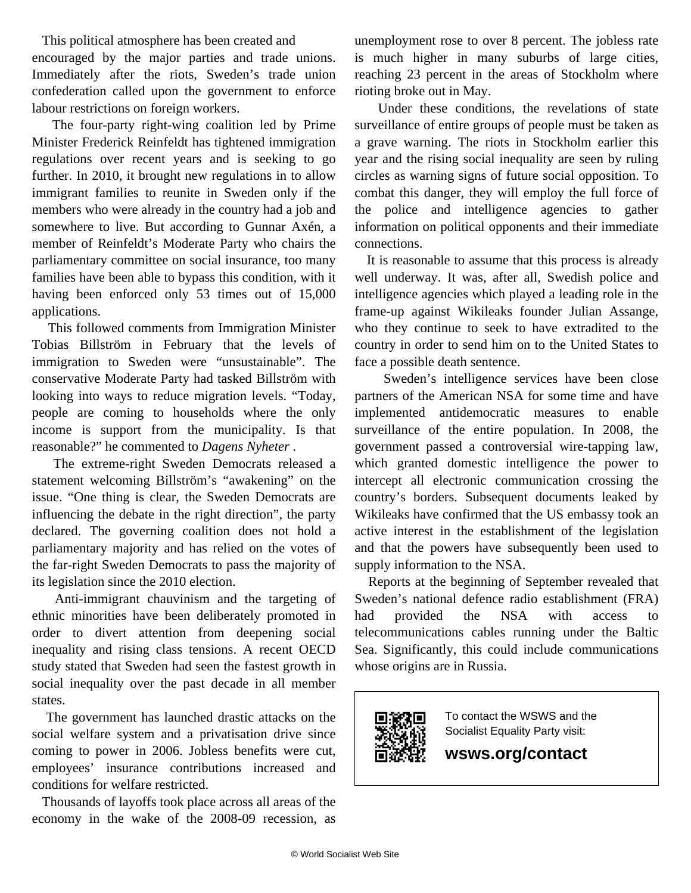This political atmosphere has been created and encouraged by the major parties and trade unions. Immediately after the riots, Sweden's trade union confederation called upon the government to enforce labour restrictions on foreign workers.

The four-party right-wing coalition led by Prime Minister Frederick Reinfeldt has tightened immigration regulations over recent years and is seeking to go further. In 2010, it brought new regulations in to allow immigrant families to reunite in Sweden only if the members who were already in the country had a job and somewhere to live. But according to Gunnar Axén, a member of Reinfeldt's Moderate Party who chairs the parliamentary committee on social insurance, too many families have been able to bypass this condition, with it having been enforced only 53 times out of 15,000 applications.

This followed comments from Immigration Minister Tobias Billström in February that the levels of immigration to Sweden were "unsustainable". The conservative Moderate Party had tasked Billström with looking into ways to reduce migration levels. "Today, people are coming to households where the only income is support from the municipality. Is that reasonable?" he commented to *Dagens Nyheter* .

The extreme-right Sweden Democrats released a statement welcoming Billström's "awakening" on the issue. "One thing is clear, the Sweden Democrats are influencing the debate in the right direction", the party declared. The governing coalition does not hold a parliamentary majority and has relied on the votes of the far-right Sweden Democrats to pass the majority of its legislation since the 2010 election.

Anti-immigrant chauvinism and the targeting of ethnic minorities have been deliberately promoted in order to divert attention from deepening social inequality and rising class tensions. A recent OECD study stated that Sweden had seen the fastest growth in social inequality over the past decade in all member states.

The government has launched drastic attacks on the social welfare system and a privatisation drive since coming to power in 2006. Jobless benefits were cut, employees' insurance contributions increased and conditions for welfare restricted.

Thousands of layoffs took place across all areas of the economy in the wake of the 2008-09 recession, as unemployment rose to over 8 percent. The jobless rate is much higher in many suburbs of large cities, reaching 23 percent in the areas of Stockholm where rioting broke out in May.

Under these conditions, the revelations of state surveillance of entire groups of people must be taken as a grave warning. The riots in Stockholm earlier this year and the rising social inequality are seen by ruling circles as warning signs of future social opposition. To combat this danger, they will employ the full force of the police and intelligence agencies to gather information on political opponents and their immediate connections.

It is reasonable to assume that this process is already well underway. It was, after all, Swedish police and intelligence agencies which played a leading role in the frame-up against Wikileaks founder Julian Assange, who they continue to seek to have extradited to the country in order to send him on to the United States to face a possible death sentence.

Sweden's intelligence services have been close partners of the American NSA for some time and have implemented antidemocratic measures to enable surveillance of the entire population. In 2008, the government passed a controversial wire-tapping law, which granted domestic intelligence the power to intercept all electronic communication crossing the country's borders. Subsequent documents leaked by Wikileaks have confirmed that the US embassy took an active interest in the establishment of the legislation and that the powers have subsequently been used to supply information to the NSA.

Reports at the beginning of September revealed that Sweden's national defence radio establishment (FRA) had provided the NSA with access to telecommunications cables running under the Baltic Sea. Significantly, this could include communications whose origins are in Russia.

To contact the WSWS and the Socialist Equality Party visit:

**wsws.org/contact**